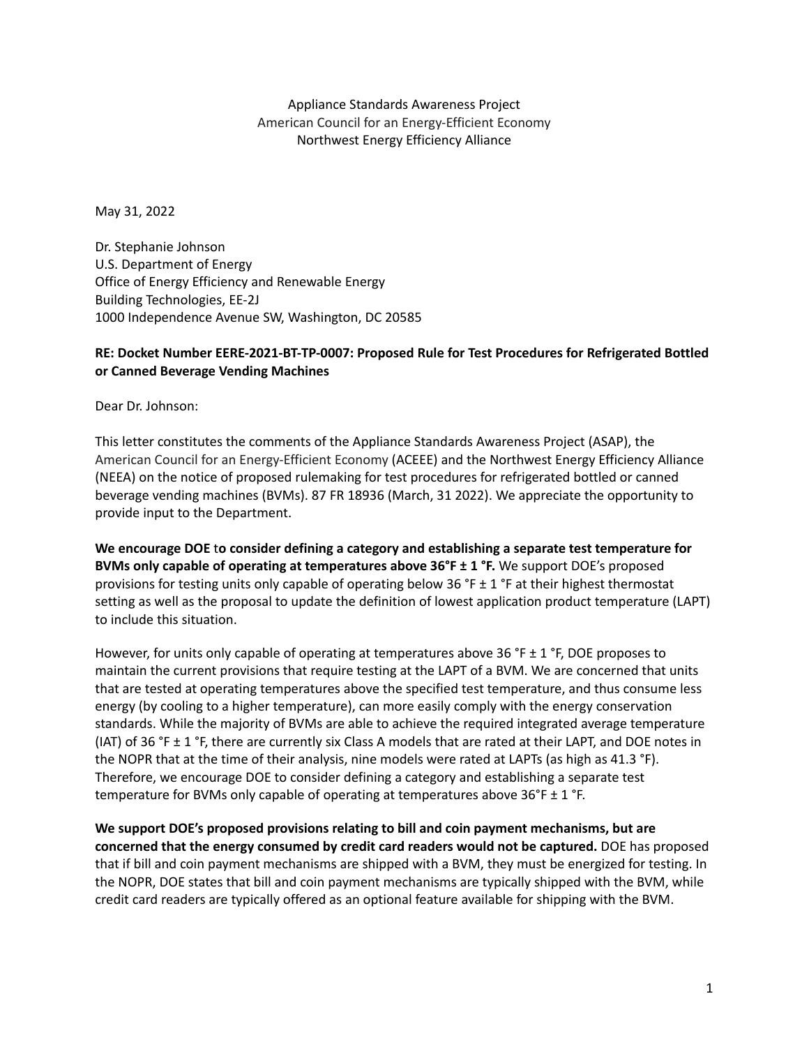Appliance Standards Awareness Project
American Council for an Energy-Efficient Economy
Northwest Energy Efficiency Alliance

May 31, 2022

Dr. Stephanie Johnson
U.S. Department of Energy
Office of Energy Efficiency and Renewable Energy
Building Technologies, EE-2J
1000 Independence Avenue SW, Washington, DC 20585

**RE: Docket Number EERE-2021-BT-TP-0007: Proposed Rule for Test Procedures for Refrigerated Bottled or Canned Beverage Vending Machines**

Dear Dr. Johnson:

This letter constitutes the comments of the Appliance Standards Awareness Project (ASAP), the American Council for an Energy-Efficient Economy (ACEEE) and the Northwest Energy Efficiency Alliance (NEEA) on the notice of proposed rulemaking for test procedures for refrigerated bottled or canned beverage vending machines (BVMs). 87 FR 18936 (March, 31 2022). We appreciate the opportunity to provide input to the Department.

**We encourage DOE to consider defining a category and establishing a separate test temperature for BVMs only capable of operating at temperatures above 36°F ± 1 °F.** We support DOE's proposed provisions for testing units only capable of operating below 36 °F ± 1 °F at their highest thermostat setting as well as the proposal to update the definition of lowest application product temperature (LAPT) to include this situation.

However, for units only capable of operating at temperatures above 36 °F ± 1 °F, DOE proposes to maintain the current provisions that require testing at the LAPT of a BVM. We are concerned that units that are tested at operating temperatures above the specified test temperature, and thus consume less energy (by cooling to a higher temperature), can more easily comply with the energy conservation standards. While the majority of BVMs are able to achieve the required integrated average temperature (IAT) of 36 °F ± 1 °F, there are currently six Class A models that are rated at their LAPT, and DOE notes in the NOPR that at the time of their analysis, nine models were rated at LAPTs (as high as 41.3 °F). Therefore, we encourage DOE to consider defining a category and establishing a separate test temperature for BVMs only capable of operating at temperatures above 36°F ± 1 °F.

**We support DOE's proposed provisions relating to bill and coin payment mechanisms, but are concerned that the energy consumed by credit card readers would not be captured.** DOE has proposed that if bill and coin payment mechanisms are shipped with a BVM, they must be energized for testing. In the NOPR, DOE states that bill and coin payment mechanisms are typically shipped with the BVM, while credit card readers are typically offered as an optional feature available for shipping with the BVM.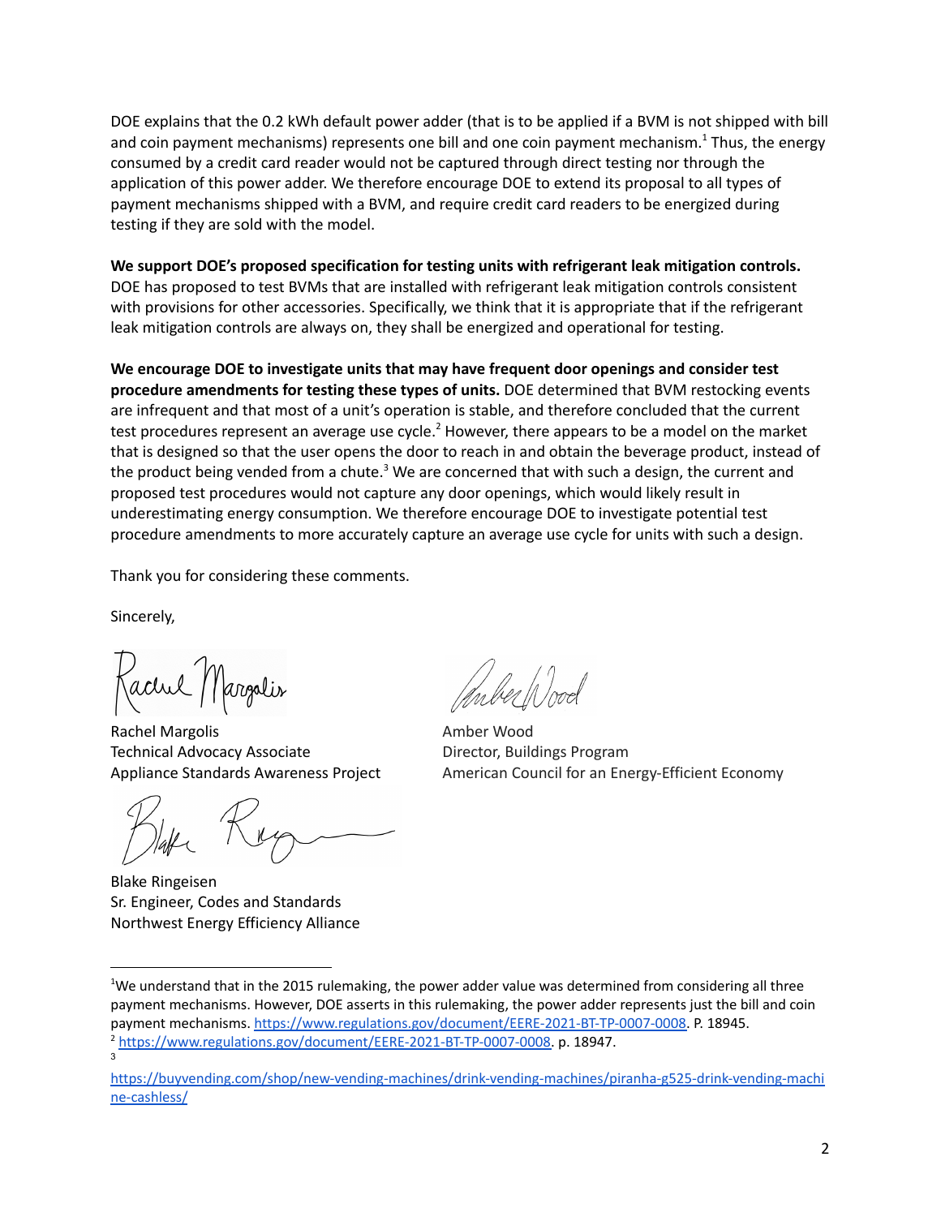DOE explains that the 0.2 kWh default power adder (that is to be applied if a BVM is not shipped with bill and coin payment mechanisms) represents one bill and one coin payment mechanism.[1] Thus, the energy consumed by a credit card reader would not be captured through direct testing nor through the application of this power adder. We therefore encourage DOE to extend its proposal to all types of payment mechanisms shipped with a BVM, and require credit card readers to be energized during testing if they are sold with the model.

**We support DOE's proposed specification for testing units with refrigerant leak mitigation controls.** DOE has proposed to test BVMs that are installed with refrigerant leak mitigation controls consistent with provisions for other accessories. Specifically, we think that it is appropriate that if the refrigerant leak mitigation controls are always on, they shall be energized and operational for testing.

**We encourage DOE to investigate units that may have frequent door openings and consider test procedure amendments for testing these types of units.** DOE determined that BVM restocking events are infrequent and that most of a unit's operation is stable, and therefore concluded that the current test procedures represent an average use cycle.[2] However, there appears to be a model on the market that is designed so that the user opens the door to reach in and obtain the beverage product, instead of the product being vended from a chute.[3] We are concerned that with such a design, the current and proposed test procedures would not capture any door openings, which would likely result in underestimating energy consumption. We therefore encourage DOE to investigate potential test procedure amendments to more accurately capture an average use cycle for units with such a design.

Thank you for considering these comments.

Sincerely,

Rachel Margolis
Technical Advocacy Associate
Appliance Standards Awareness Project

Amber Wood
Director, Buildings Program
American Council for an Energy-Efficient Economy

Blake Ringeisen
Sr. Engineer, Codes and Standards
Northwest Energy Efficiency Alliance

---

[1] We understand that in the 2015 rulemaking, the power adder value was determined from considering all three payment mechanisms. However, DOE asserts in this rulemaking, the power adder represents just the bill and coin payment mechanisms. https://www.regulations.gov/document/EERE-2021-BT-TP-0007-0008. P. 18945.

[2] https://www.regulations.gov/document/EERE-2021-BT-TP-0007-0008. p. 18947.

[3] https://buyvending.com/shop/new-vending-machines/drink-vending-machines/piranha-g525-drink-vending-machine-cashless/